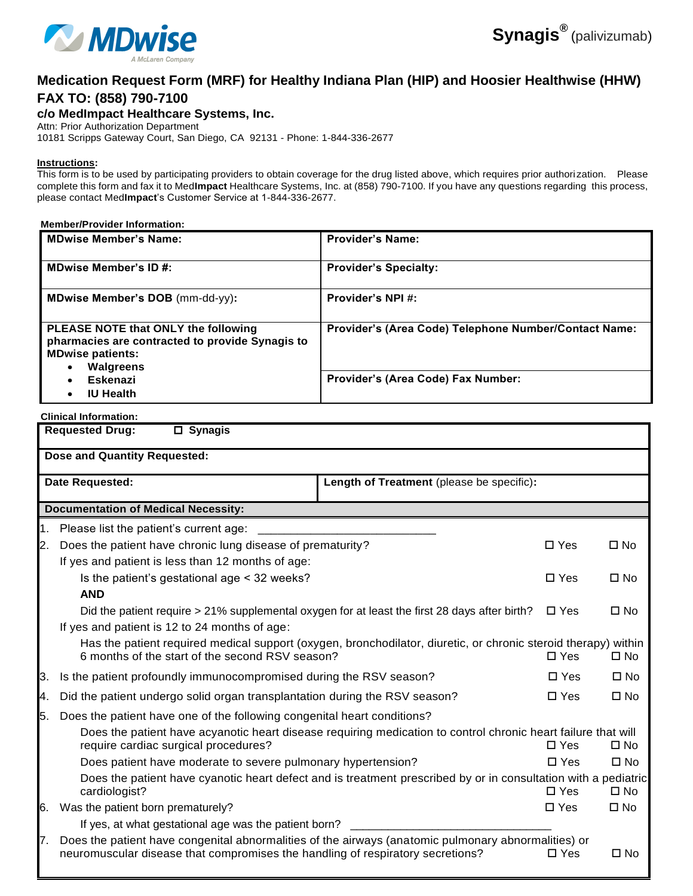MDwise
A McLaren Company

**Synagis®** (palivizumab)

## Medication Request Form (MRF) for Healthy Indiana Plan (HIP) and Hoosier Healthwise (HHW)

## FAX TO: (858) 790-7100

### c/o MedImpact Healthcare Systems, Inc.

Attn: Prior Authorization Department
10181 Scripps Gateway Court, San Diego, CA 92131 - Phone: 1-844-336-2677

**Instructions:**
This form is to be used by participating providers to obtain coverage for the drug listed above, which requires prior authorization. Please complete this form and fax it to Med**Impact** Healthcare Systems, Inc. at (858) 790-7100. If you have any questions regarding this process, please contact Med**Impact**'s Customer Service at 1-844-336-2677.

**Member/Provider Information:**

| | |
|---|---|
| **MDwise Member's Name:** | **Provider's Name:** |
| **MDwise Member's ID #:** | **Provider's Specialty:** |
| **MDwise Member's DOB** (mm-dd-yy)**:** | **Provider's NPI #:** |
| **PLEASE NOTE that ONLY the following pharmacies are contracted to provide Synagis to MDwise patients:** • **Walgreens** • **Eskenazi** • **IU Health** | **Provider's (Area Code) Telephone Number/Contact Name:** <br> **Provider's (Area Code) Fax Number:** |

**Clinical Information:**

| | |
|---|---|
| **Requested Drug:** ☐ **Synagis** | |
| **Dose and Quantity Requested:** | |
| **Date Requested:** | **Length of Treatment** (please be specific)**:** |

**Documentation of Medical Necessity:**

1. Please list the patient's current age: ___________________________
2. Does the patient have chronic lung disease of prematurity? ☐ Yes ☐ No
   If yes and patient is less than 12 months of age:
   - Is the patient's gestational age < 32 weeks? ☐ Yes ☐ No
     **AND**
   - Did the patient require > 21% supplemental oxygen for at least the first 28 days after birth? ☐ Yes ☐ No

   If yes and patient is 12 to 24 months of age:
   - Has the patient required medical support (oxygen, bronchodilator, diuretic, or chronic steroid therapy) within 6 months of the start of the second RSV season? ☐ Yes ☐ No
3. Is the patient profoundly immunocompromised during the RSV season? ☐ Yes ☐ No
4. Did the patient undergo solid organ transplantation during the RSV season? ☐ Yes ☐ No
5. Does the patient have one of the following congenital heart conditions?
   - Does the patient have acyanotic heart disease requiring medication to control chronic heart failure that will require cardiac surgical procedures? ☐ Yes ☐ No
   - Does patient have moderate to severe pulmonary hypertension? ☐ Yes ☐ No
   - Does the patient have cyanotic heart defect and is treatment prescribed by or in consultation with a pediatric cardiologist? ☐ Yes ☐ No
6. Was the patient born prematurely? ☐ Yes ☐ No
   If yes, at what gestational age was the patient born? _______________________________
7. Does the patient have congenital abnormalities of the airways (anatomic pulmonary abnormalities) or neuromuscular disease that compromises the handling of respiratory secretions? ☐ Yes ☐ No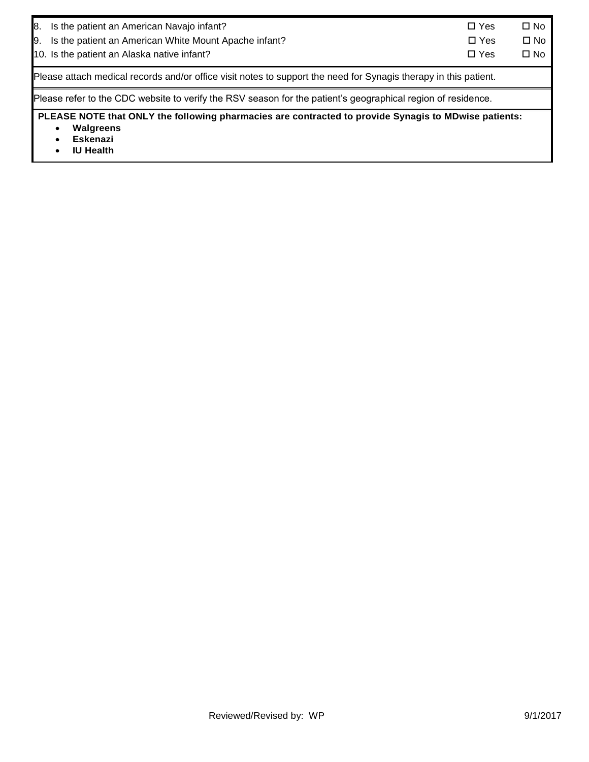| | | |
|---|---|---|
| 8. Is the patient an American Navajo infant? | ☐ Yes | ☐ No |
| 9. Is the patient an American White Mount Apache infant? | ☐ Yes | ☐ No |
| 10. Is the patient an Alaska native infant? | ☐ Yes | ☐ No |

Please attach medical records and/or office visit notes to support the need for Synagis therapy in this patient.

Please refer to the CDC website to verify the RSV season for the patient's geographical region of residence.

**PLEASE NOTE that ONLY the following pharmacies are contracted to provide Synagis to MDwise patients:**

- **Walgreens**
- **Eskenazi**
- **IU Health**

Reviewed/Revised by: WP 9/1/2017